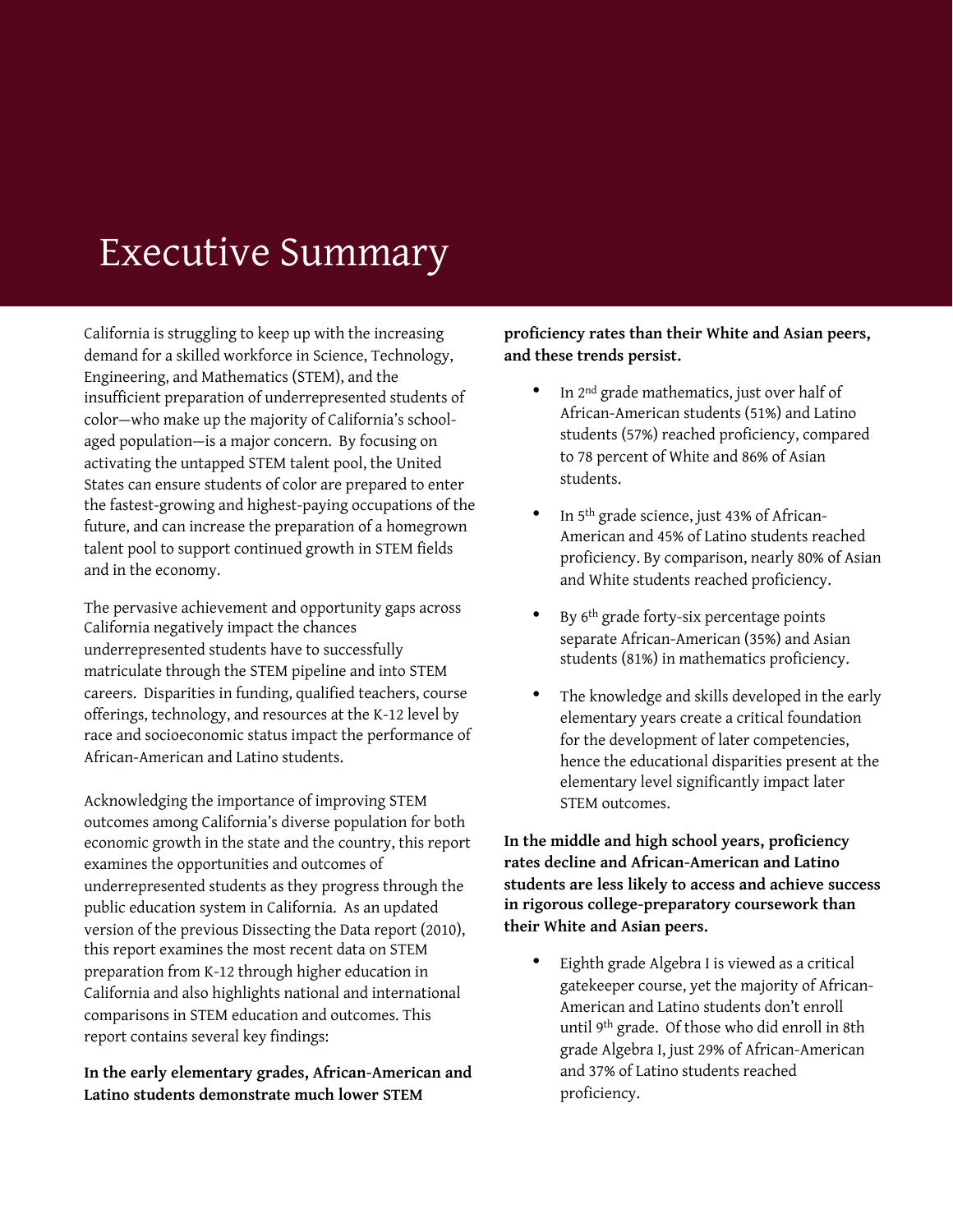# Executive Summary

California is struggling to keep up with the increasing demand for a skilled workforce in Science, Technology, Engineering, and Mathematics (STEM), and the insufficient preparation of underrepresented students of color—who make up the majority of California's school-aged population—is a major concern. By focusing on activating the untapped STEM talent pool, the United States can ensure students of color are prepared to enter the fastest-growing and highest-paying occupations of the future, and can increase the preparation of a homegrown talent pool to support continued growth in STEM fields and in the economy.

The pervasive achievement and opportunity gaps across California negatively impact the chances underrepresented students have to successfully matriculate through the STEM pipeline and into STEM careers. Disparities in funding, qualified teachers, course offerings, technology, and resources at the K-12 level by race and socioeconomic status impact the performance of African-American and Latino students.

Acknowledging the importance of improving STEM outcomes among California's diverse population for both economic growth in the state and the country, this report examines the opportunities and outcomes of underrepresented students as they progress through the public education system in California. As an updated version of the previous Dissecting the Data report (2010), this report examines the most recent data on STEM preparation from K-12 through higher education in California and also highlights national and international comparisons in STEM education and outcomes. This report contains several key findings:

**In the early elementary grades, African-American and Latino students demonstrate much lower STEM proficiency rates than their White and Asian peers, and these trends persist.**

- In 2nd grade mathematics, just over half of African-American students (51%) and Latino students (57%) reached proficiency, compared to 78 percent of White and 86% of Asian students.
- In 5th grade science, just 43% of African-American and 45% of Latino students reached proficiency. By comparison, nearly 80% of Asian and White students reached proficiency.
- By 6th grade forty-six percentage points separate African-American (35%) and Asian students (81%) in mathematics proficiency.
- The knowledge and skills developed in the early elementary years create a critical foundation for the development of later competencies, hence the educational disparities present at the elementary level significantly impact later STEM outcomes.

**In the middle and high school years, proficiency rates decline and African-American and Latino students are less likely to access and achieve success in rigorous college-preparatory coursework than their White and Asian peers.**

- Eighth grade Algebra I is viewed as a critical gatekeeper course, yet the majority of African-American and Latino students don't enroll until 9th grade. Of those who did enroll in 8th grade Algebra I, just 29% of African-American and 37% of Latino students reached proficiency.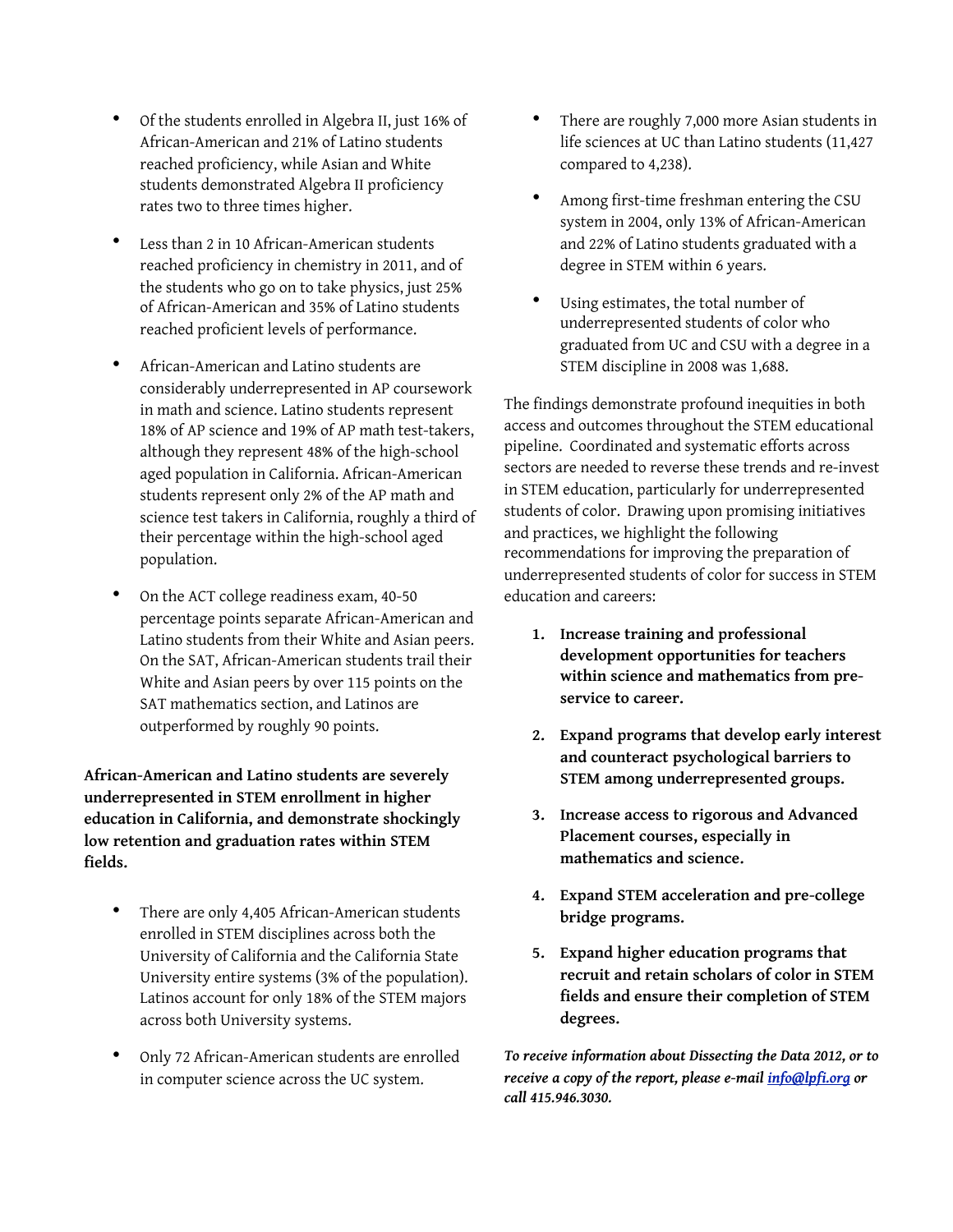- Of the students enrolled in Algebra II, just 16% of African-American and 21% of Latino students reached proficiency, while Asian and White students demonstrated Algebra II proficiency rates two to three times higher.

- Less than 2 in 10 African-American students reached proficiency in chemistry in 2011, and of the students who go on to take physics, just 25% of African-American and 35% of Latino students reached proficient levels of performance.

- African-American and Latino students are considerably underrepresented in AP coursework in math and science. Latino students represent 18% of AP science and 19% of AP math test-takers, although they represent 48% of the high-school aged population in California. African-American students represent only 2% of the AP math and science test takers in California, roughly a third of their percentage within the high-school aged population.

- On the ACT college readiness exam, 40-50 percentage points separate African-American and Latino students from their White and Asian peers. On the SAT, African-American students trail their White and Asian peers by over 115 points on the SAT mathematics section, and Latinos are outperformed by roughly 90 points.

**African-American and Latino students are severely underrepresented in STEM enrollment in higher education in California, and demonstrate shockingly low retention and graduation rates within STEM fields.**

- There are only 4,405 African-American students enrolled in STEM disciplines across both the University of California and the California State University entire systems (3% of the population). Latinos account for only 18% of the STEM majors across both University systems.

- Only 72 African-American students are enrolled in computer science across the UC system.

- There are roughly 7,000 more Asian students in life sciences at UC than Latino students (11,427 compared to 4,238).

- Among first-time freshman entering the CSU system in 2004, only 13% of African-American and 22% of Latino students graduated with a degree in STEM within 6 years.

- Using estimates, the total number of underrepresented students of color who graduated from UC and CSU with a degree in a STEM discipline in 2008 was 1,688.

The findings demonstrate profound inequities in both access and outcomes throughout the STEM educational pipeline. Coordinated and systematic efforts across sectors are needed to reverse these trends and re-invest in STEM education, particularly for underrepresented students of color. Drawing upon promising initiatives and practices, we highlight the following recommendations for improving the preparation of underrepresented students of color for success in STEM education and careers:

1. **Increase training and professional development opportunities for teachers within science and mathematics from pre-service to career.**

2. **Expand programs that develop early interest and counteract psychological barriers to STEM among underrepresented groups.**

3. **Increase access to rigorous and Advanced Placement courses, especially in mathematics and science.**

4. **Expand STEM acceleration and pre-college bridge programs.**

5. **Expand higher education programs that recruit and retain scholars of color in STEM fields and ensure their completion of STEM degrees.**

***To receive information about Dissecting the Data 2012, or to receive a copy of the report, please e-mail [info@lpfi.org](mailto:info@lpfi.org) or call 415.946.3030.***